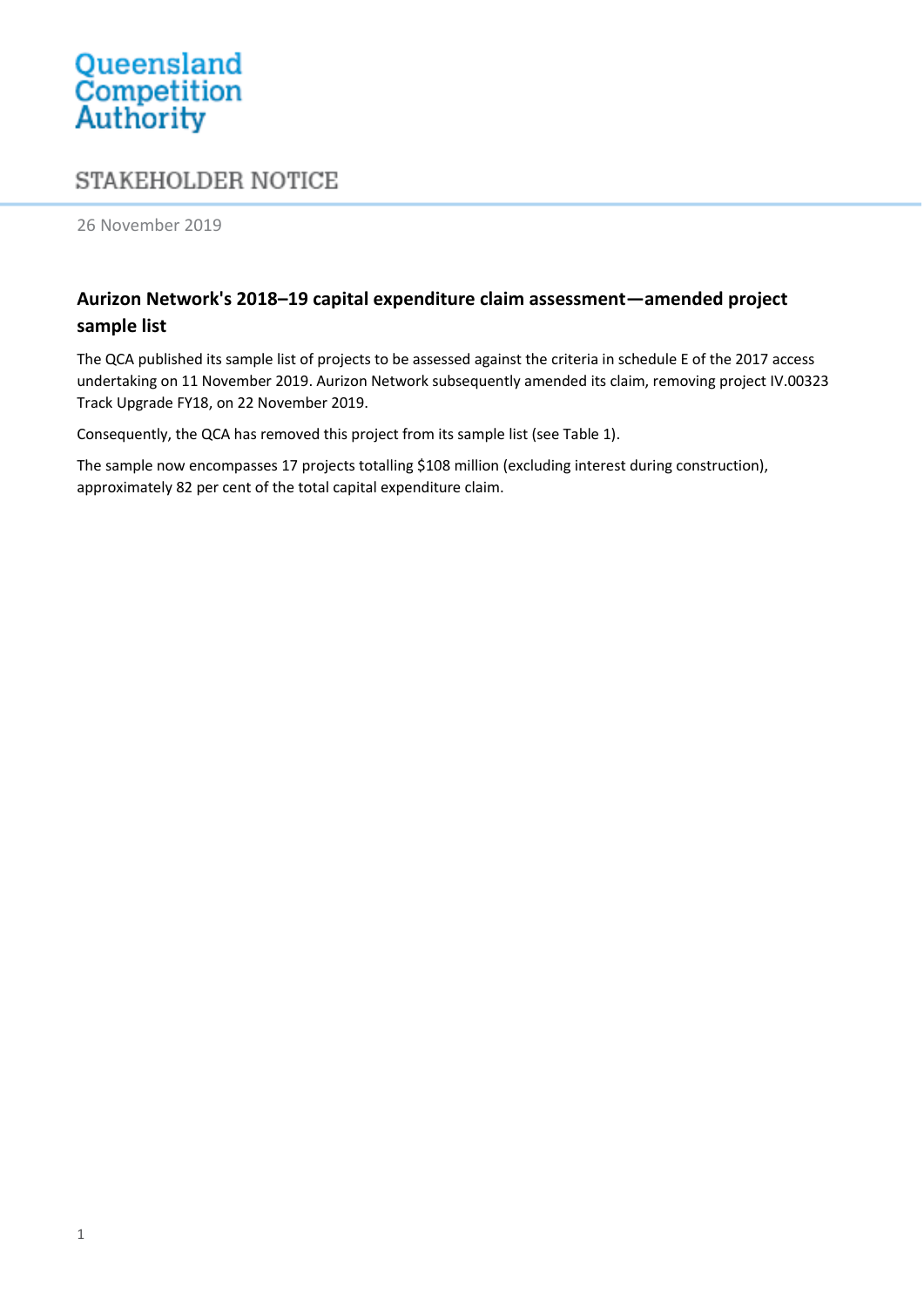Queensland Competition Authority

STAKEHOLDER NOTICE

26 November 2019

## Aurizon Network's 2018–19 capital expenditure claim assessment—amended project sample list

The QCA published its sample list of projects to be assessed against the criteria in schedule E of the 2017 access undertaking on 11 November 2019. Aurizon Network subsequently amended its claim, removing project IV.00323 Track Upgrade FY18, on 22 November 2019.

Consequently, the QCA has removed this project from its sample list (see Table 1).

The sample now encompasses 17 projects totalling $108 million (excluding interest during construction), approximately 82 per cent of the total capital expenditure claim.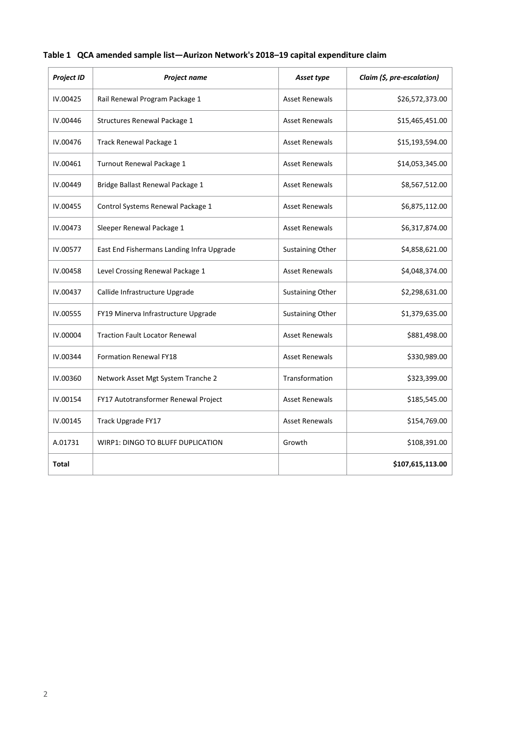**Table 1 QCA amended sample list—Aurizon Network's 2018–19 capital expenditure claim**

| *Project ID* | *Project name* | *Asset type* | *Claim ($, pre-escalation)* |
|---|---|---|---|
| IV.00425 | Rail Renewal Program Package 1 | Asset Renewals | $26,572,373.00 |
| IV.00446 | Structures Renewal Package 1 | Asset Renewals | $15,465,451.00 |
| IV.00476 | Track Renewal Package 1 | Asset Renewals | $15,193,594.00 |
| IV.00461 | Turnout Renewal Package 1 | Asset Renewals | $14,053,345.00 |
| IV.00449 | Bridge Ballast Renewal Package 1 | Asset Renewals | $8,567,512.00 |
| IV.00455 | Control Systems Renewal Package 1 | Asset Renewals | $6,875,112.00 |
| IV.00473 | Sleeper Renewal Package 1 | Asset Renewals | $6,317,874.00 |
| IV.00577 | East End Fishermans Landing Infra Upgrade | Sustaining Other | $4,858,621.00 |
| IV.00458 | Level Crossing Renewal Package 1 | Asset Renewals | $4,048,374.00 |
| IV.00437 | Callide Infrastructure Upgrade | Sustaining Other | $2,298,631.00 |
| IV.00555 | FY19 Minerva Infrastructure Upgrade | Sustaining Other | $1,379,635.00 |
| IV.00004 | Traction Fault Locator Renewal | Asset Renewals | $881,498.00 |
| IV.00344 | Formation Renewal FY18 | Asset Renewals | $330,989.00 |
| IV.00360 | Network Asset Mgt System Tranche 2 | Transformation | $323,399.00 |
| IV.00154 | FY17 Autotransformer Renewal Project | Asset Renewals | $185,545.00 |
| IV.00145 | Track Upgrade FY17 | Asset Renewals | $154,769.00 |
| A.01731 | WIRP1: DINGO TO BLUFF DUPLICATION | Growth | $108,391.00 |
| **Total** | | | **$107,615,113.00** |